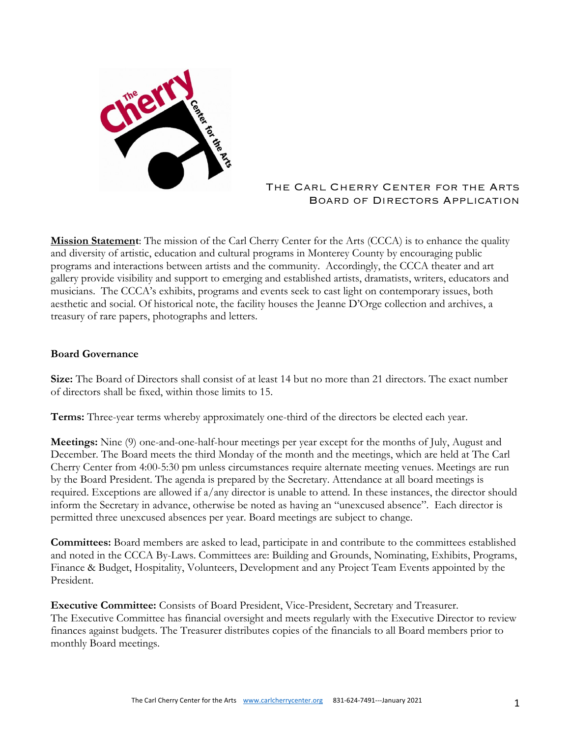# The Carl Cherry Center for the Arts
## Board of Directors Application

**Mission Statement**: The mission of the Carl Cherry Center for the Arts (CCCA) is to enhance the quality and diversity of artistic, education and cultural programs in Monterey County by encouraging public programs and interactions between artists and the community. Accordingly, the CCCA theater and art gallery provide visibility and support to emerging and established artists, dramatists, writers, educators and musicians. The CCCA's exhibits, programs and events seek to cast light on contemporary issues, both aesthetic and social. Of historical note, the facility houses the Jeanne D'Orge collection and archives, a treasury of rare papers, photographs and letters.

### Board Governance

**Size:** The Board of Directors shall consist of at least 14 but no more than 21 directors. The exact number of directors shall be fixed, within those limits to 15.

**Terms:** Three-year terms whereby approximately one-third of the directors be elected each year.

**Meetings:** Nine (9) one-and-one-half-hour meetings per year except for the months of July, August and December. The Board meets the third Monday of the month and the meetings, which are held at The Carl Cherry Center from 4:00-5:30 pm unless circumstances require alternate meeting venues. Meetings are run by the Board President. The agenda is prepared by the Secretary. Attendance at all board meetings is required. Exceptions are allowed if a/any director is unable to attend. In these instances, the director should inform the Secretary in advance, otherwise be noted as having an "unexcused absence". Each director is permitted three unexcused absences per year. Board meetings are subject to change.

**Committees:** Board members are asked to lead, participate in and contribute to the committees established and noted in the CCCA By-Laws. Committees are: Building and Grounds, Nominating, Exhibits, Programs, Finance & Budget, Hospitality, Volunteers, Development and any Project Team Events appointed by the President.

**Executive Committee:** Consists of Board President, Vice-President, Secretary and Treasurer. The Executive Committee has financial oversight and meets regularly with the Executive Director to review finances against budgets. The Treasurer distributes copies of the financials to all Board members prior to monthly Board meetings.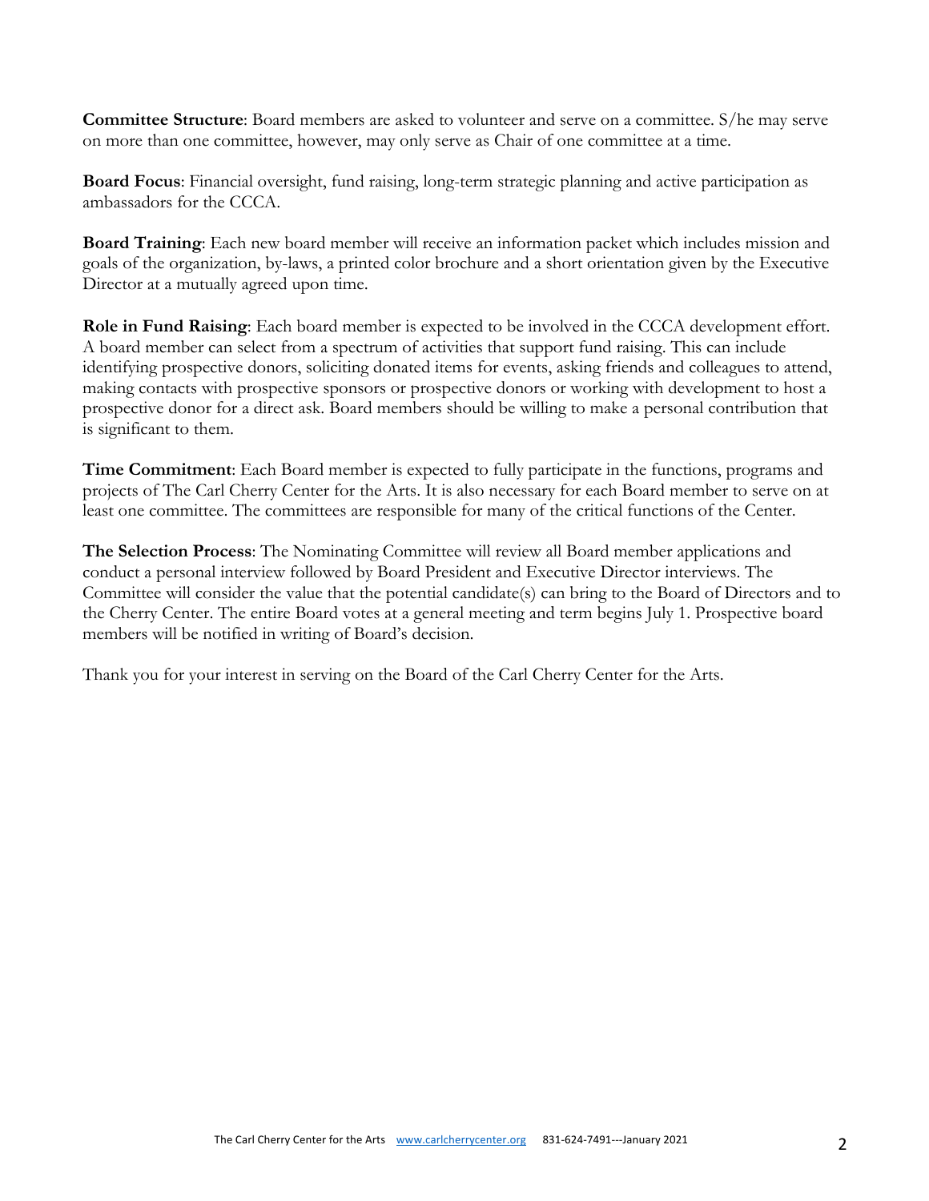**Committee Structure**: Board members are asked to volunteer and serve on a committee. S/he may serve on more than one committee, however, may only serve as Chair of one committee at a time.

**Board Focus**: Financial oversight, fund raising, long-term strategic planning and active participation as ambassadors for the CCCA.

**Board Training**: Each new board member will receive an information packet which includes mission and goals of the organization, by-laws, a printed color brochure and a short orientation given by the Executive Director at a mutually agreed upon time.

**Role in Fund Raising**: Each board member is expected to be involved in the CCCA development effort. A board member can select from a spectrum of activities that support fund raising. This can include identifying prospective donors, soliciting donated items for events, asking friends and colleagues to attend, making contacts with prospective sponsors or prospective donors or working with development to host a prospective donor for a direct ask. Board members should be willing to make a personal contribution that is significant to them.

**Time Commitment**: Each Board member is expected to fully participate in the functions, programs and projects of The Carl Cherry Center for the Arts. It is also necessary for each Board member to serve on at least one committee. The committees are responsible for many of the critical functions of the Center.

**The Selection Process**: The Nominating Committee will review all Board member applications and conduct a personal interview followed by Board President and Executive Director interviews. The Committee will consider the value that the potential candidate(s) can bring to the Board of Directors and to the Cherry Center. The entire Board votes at a general meeting and term begins July 1. Prospective board members will be notified in writing of Board's decision.

Thank you for your interest in serving on the Board of the Carl Cherry Center for the Arts.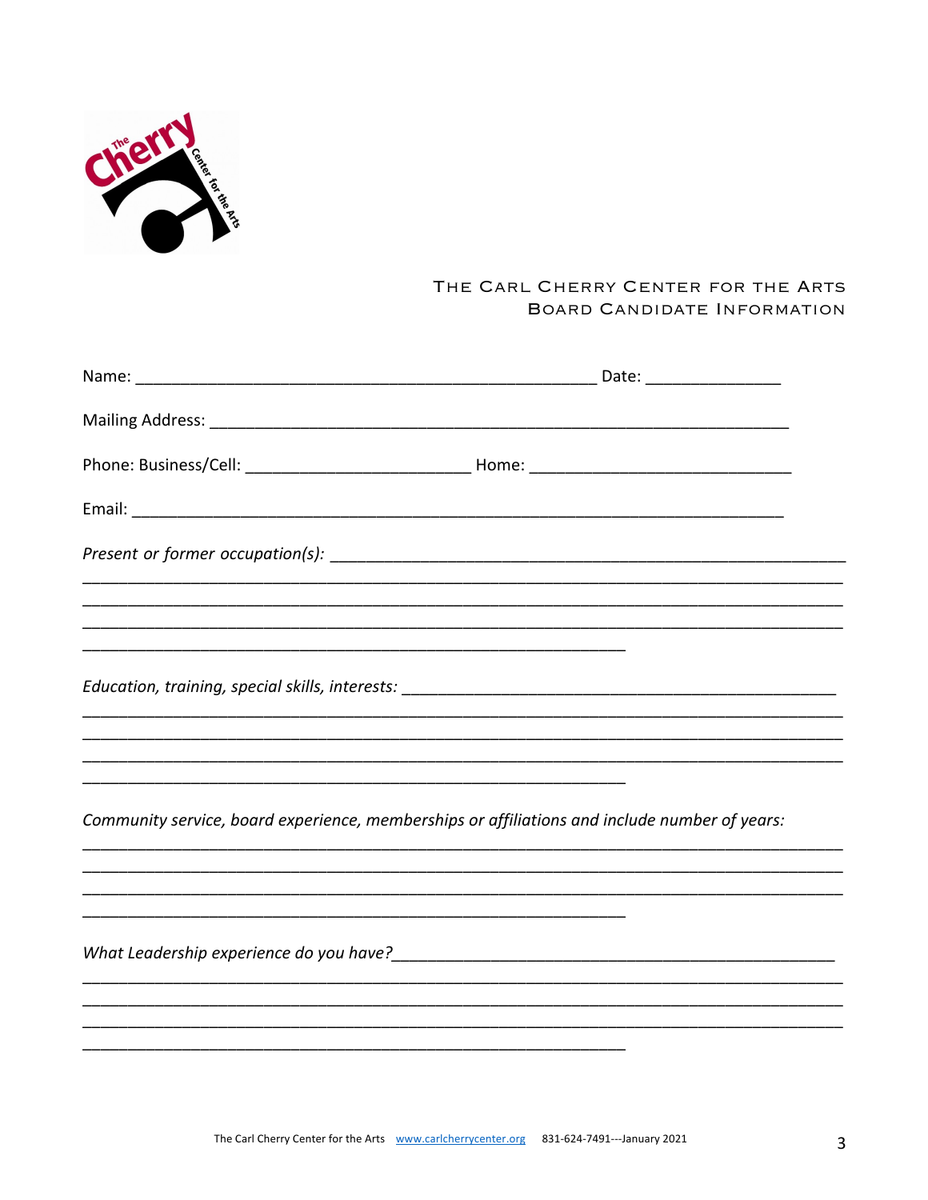# THE CARL CHERRY CENTER FOR THE ARTS
## BOARD CANDIDATE INFORMATION

Name: _______________________________________________ Date: ______________

Mailing Address: ____________________________________________________________

Phone: Business/Cell: _______________________ Home: ___________________________

Email: _____________________________________________________________________

*Present or former occupation(s):* ______________________________________________
________________________________________________________________________
________________________________________________________________________
________________________________________________________________________
_______________________________________________________

*Education, training, special skills, interests:* _______________________________________
________________________________________________________________________
________________________________________________________________________
________________________________________________________________________
_______________________________________________________

*Community service, board experience, memberships or affiliations and include number of years:*
________________________________________________________________________
________________________________________________________________________
________________________________________________________________________
_______________________________________________________

*What Leadership experience do you have?*___________________________________________
________________________________________________________________________
________________________________________________________________________
________________________________________________________________________
_______________________________________________________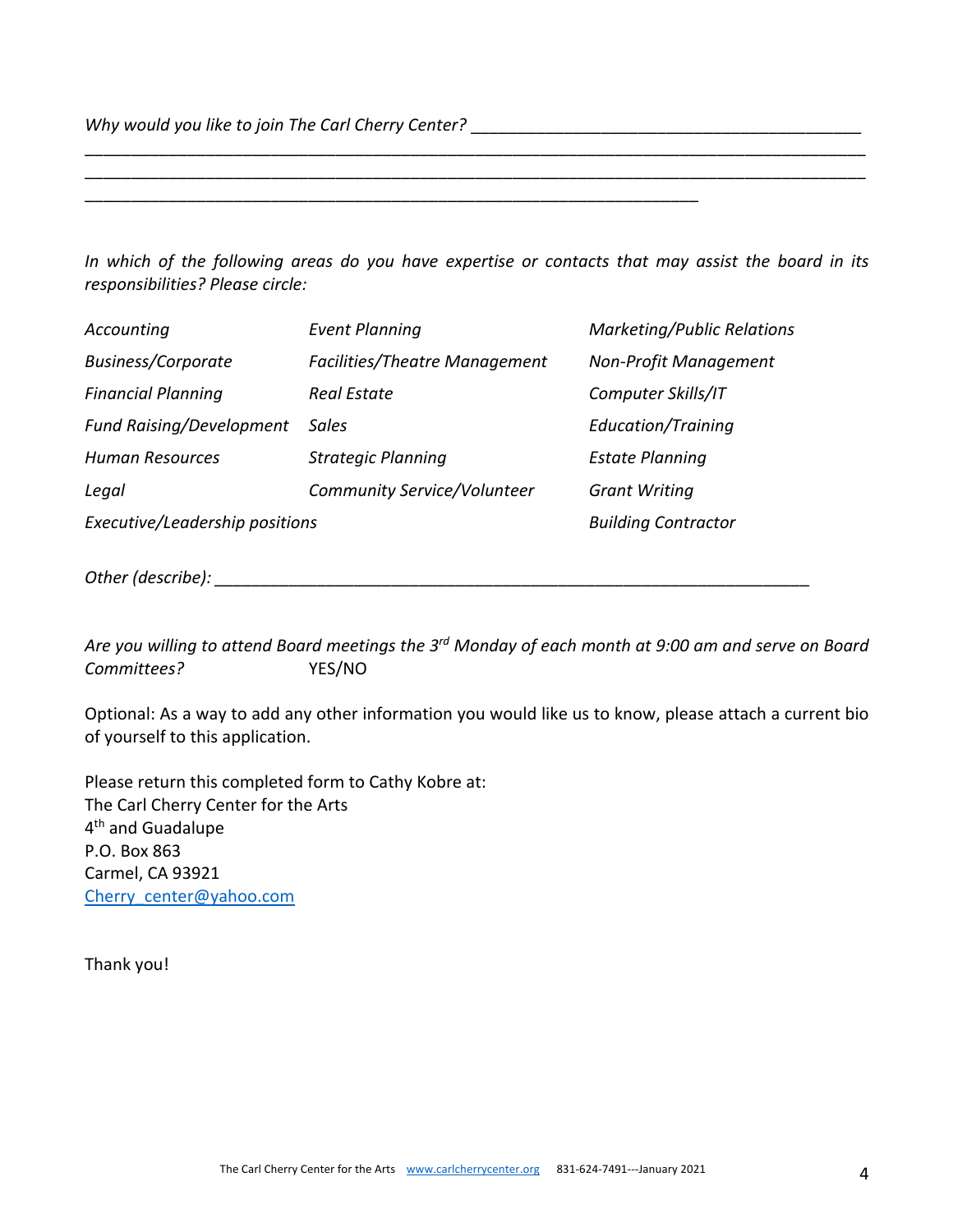*Why would you like to join The Carl Cherry Center?* ___________________________________________

_____________________________________________________________________________________

_____________________________________________________________________________________

____________________________________________________________________

*In which of the following areas do you have expertise or contacts that may assist the board in its responsibilities? Please circle:*

| | | |
|---|---|---|
| *Accounting* | *Event Planning* | *Marketing/Public Relations* |
| *Business/Corporate* | *Facilities/Theatre Management* | *Non-Profit Management* |
| *Financial Planning* | *Real Estate* | *Computer Skills/IT* |
| *Fund Raising/Development* | *Sales* | *Education/Training* |
| *Human Resources* | *Strategic Planning* | *Estate Planning* |
| *Legal* | *Community Service/Volunteer* | *Grant Writing* |
| *Executive/Leadership positions* | | *Building Contractor* |

*Other (describe):* ________________________________________________________________

*Are you willing to attend Board meetings the 3rd Monday of each month at 9:00 am and serve on Board Committees?* YES/NO

Optional: As a way to add any other information you would like us to know, please attach a current bio of yourself to this application.

Please return this completed form to Cathy Kobre at:
The Carl Cherry Center for the Arts
4th and Guadalupe
P.O. Box 863
Carmel, CA 93921
Cherry_center@yahoo.com

Thank you!